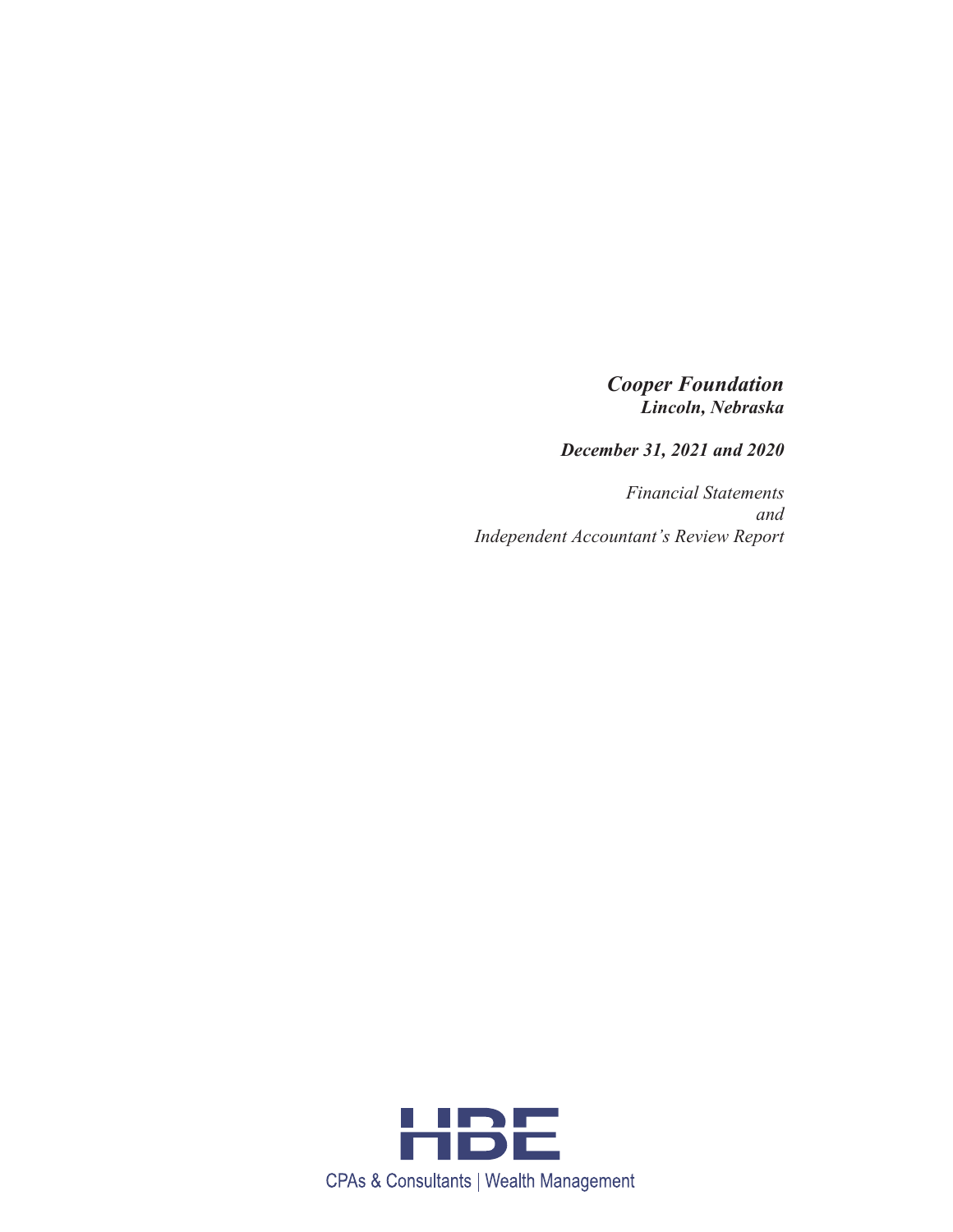***Cooper Foundation***
***Lincoln, Nebraska***

***December 31, 2021 and 2020***

*Financial Statements*
*and*
*Independent Accountant's Review Report*

HBE

CPAs & Consultants | Wealth Management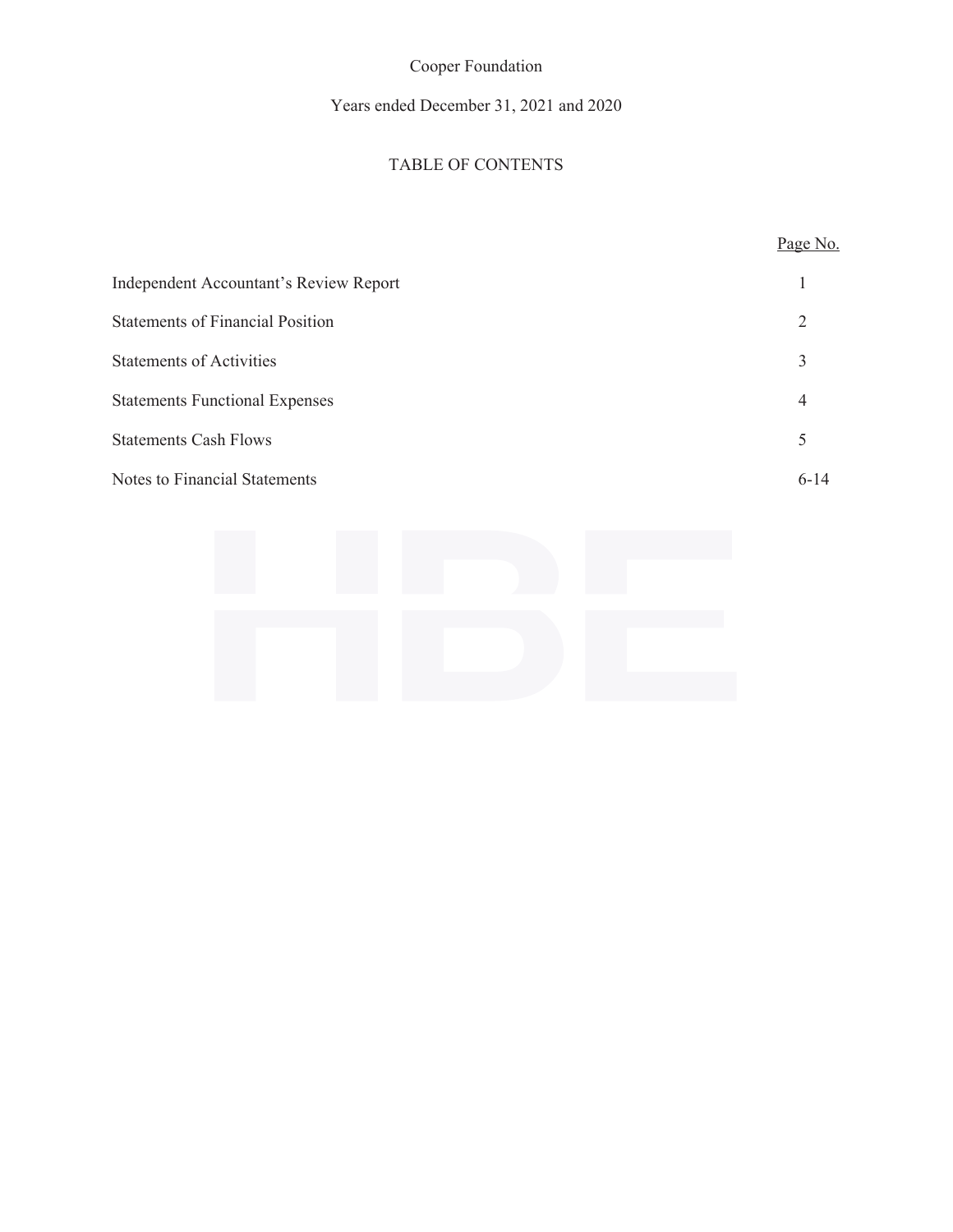Cooper Foundation

Years ended December 31, 2021 and 2020

# TABLE OF CONTENTS

| | Page No. |
|---|---|
| Independent Accountant's Review Report | 1 |
| Statements of Financial Position | 2 |
| Statements of Activities | 3 |
| Statements Functional Expenses | 4 |
| Statements Cash Flows | 5 |
| Notes to Financial Statements | 6-14 |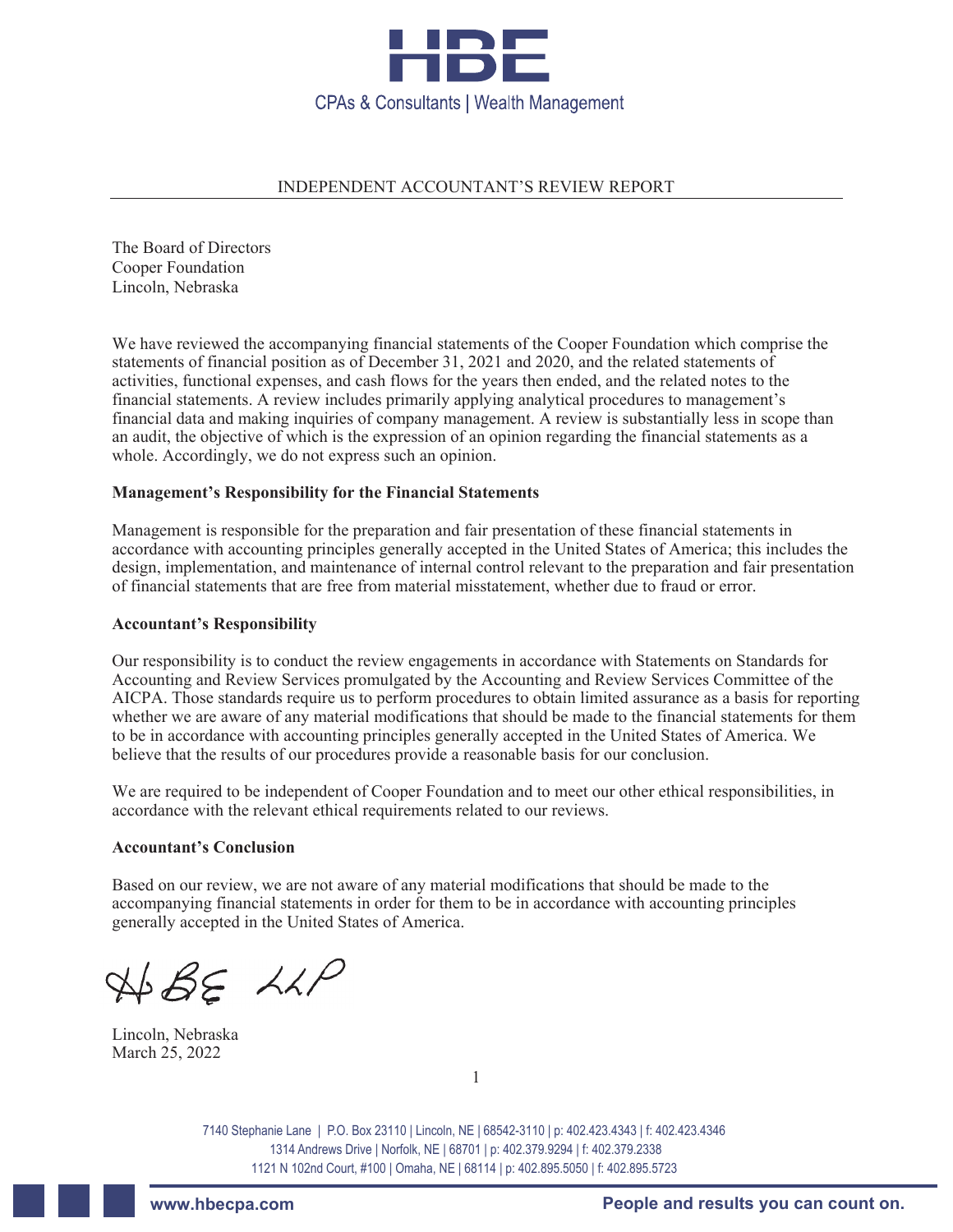# INDEPENDENT ACCOUNTANT'S REVIEW REPORT

The Board of Directors
Cooper Foundation
Lincoln, Nebraska

We have reviewed the accompanying financial statements of the Cooper Foundation which comprise the statements of financial position as of December 31, 2021 and 2020, and the related statements of activities, functional expenses, and cash flows for the years then ended, and the related notes to the financial statements. A review includes primarily applying analytical procedures to management's financial data and making inquiries of company management. A review is substantially less in scope than an audit, the objective of which is the expression of an opinion regarding the financial statements as a whole. Accordingly, we do not express such an opinion.

**Management's Responsibility for the Financial Statements**

Management is responsible for the preparation and fair presentation of these financial statements in accordance with accounting principles generally accepted in the United States of America; this includes the design, implementation, and maintenance of internal control relevant to the preparation and fair presentation of financial statements that are free from material misstatement, whether due to fraud or error.

**Accountant's Responsibility**

Our responsibility is to conduct the review engagements in accordance with Statements on Standards for Accounting and Review Services promulgated by the Accounting and Review Services Committee of the AICPA. Those standards require us to perform procedures to obtain limited assurance as a basis for reporting whether we are aware of any material modifications that should be made to the financial statements for them to be in accordance with accounting principles generally accepted in the United States of America. We believe that the results of our procedures provide a reasonable basis for our conclusion.

We are required to be independent of Cooper Foundation and to meet our other ethical responsibilities, in accordance with the relevant ethical requirements related to our reviews.

**Accountant's Conclusion**

Based on our review, we are not aware of any material modifications that should be made to the accompanying financial statements in order for them to be in accordance with accounting principles generally accepted in the United States of America.

HBE LLP

Lincoln, Nebraska
March 25, 2022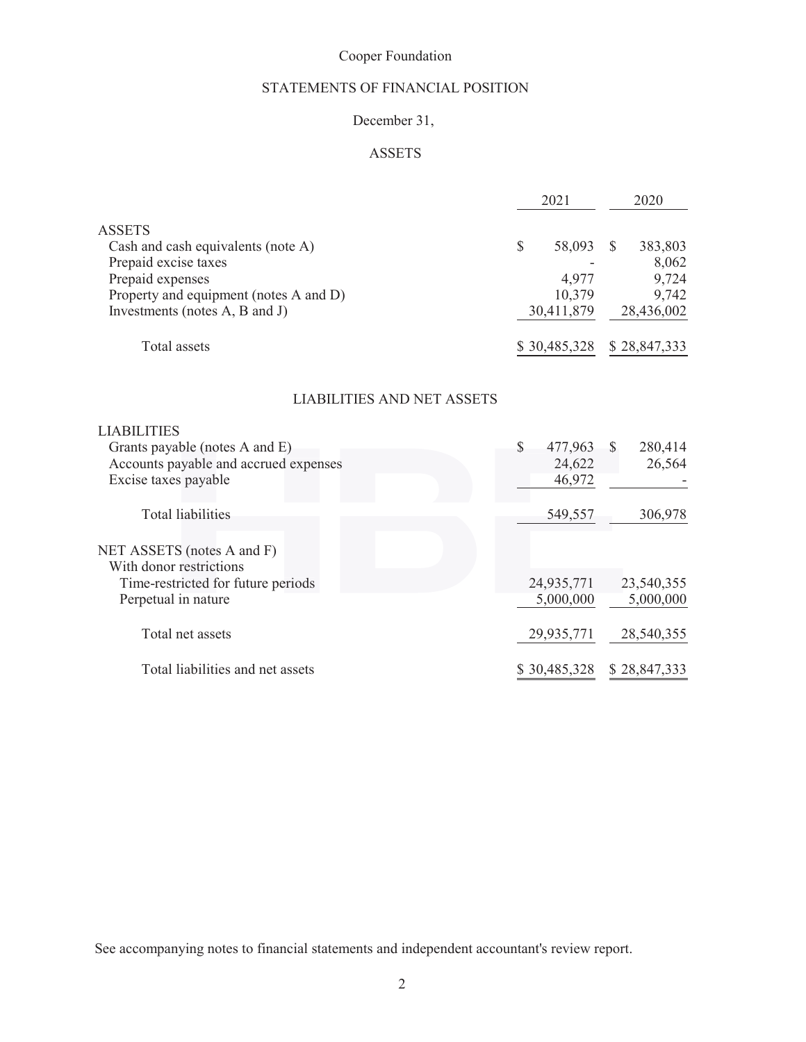# Cooper Foundation

## STATEMENTS OF FINANCIAL POSITION

December 31,

### ASSETS

| | 2021 | 2020 |
|---|---|---|
| **ASSETS** | | |
| Cash and cash equivalents (note A) | $ 58,093 | $ 383,803 |
| Prepaid excise taxes | - | 8,062 |
| Prepaid expenses | 4,977 | 9,724 |
| Property and equipment (notes A and D) | 10,379 | 9,742 |
| Investments (notes A, B and J) | 30,411,879 | 28,436,002 |
| Total assets | $ 30,485,328 | $ 28,847,333 |

### LIABILITIES AND NET ASSETS

| | 2021 | 2020 |
|---|---|---|
| **LIABILITIES** | | |
| Grants payable (notes A and E) | $ 477,963 | $ 280,414 |
| Accounts payable and accrued expenses | 24,622 | 26,564 |
| Excise taxes payable | 46,972 | - |
| Total liabilities | 549,557 | 306,978 |
| **NET ASSETS (notes A and F)** | | |
| With donor restrictions | | |
| Time-restricted for future periods | 24,935,771 | 23,540,355 |
| Perpetual in nature | 5,000,000 | 5,000,000 |
| Total net assets | 29,935,771 | 28,540,355 |
| Total liabilities and net assets | $ 30,485,328 | $ 28,847,333 |

See accompanying notes to financial statements and independent accountant's review report.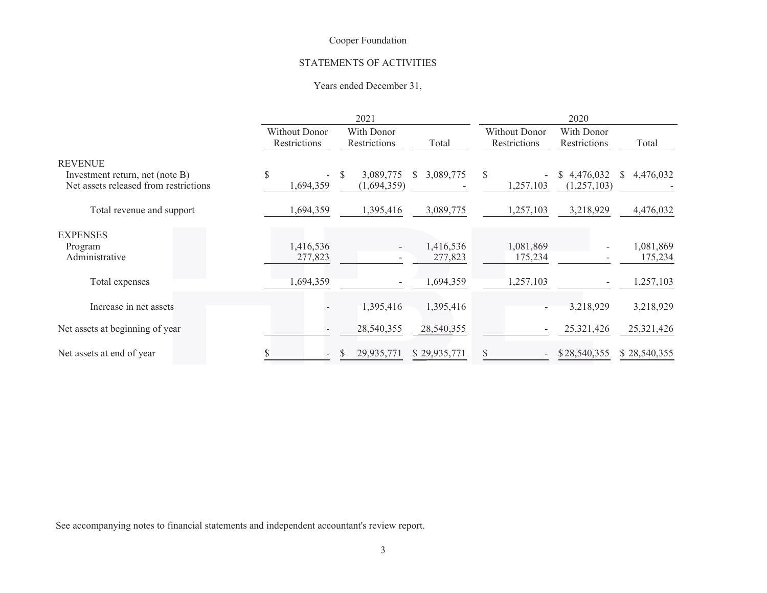# Cooper Foundation

## STATEMENTS OF ACTIVITIES

Years ended December 31,

| | 2021 | | | 2020 | | |
|---|---|---|---|---|---|---|
| | Without Donor Restrictions | With Donor Restrictions | Total | Without Donor Restrictions | With Donor Restrictions | Total |
| REVENUE | | | | | | |
| Investment return, net (note B) | $ - | $ 3,089,775 | $ 3,089,775 | $ - | $ 4,476,032 | $ 4,476,032 |
| Net assets released from restrictions | 1,694,359 | (1,694,359) | - | 1,257,103 | (1,257,103) | - |
| Total revenue and support | 1,694,359 | 1,395,416 | 3,089,775 | 1,257,103 | 3,218,929 | 4,476,032 |
| EXPENSES | | | | | | |
| Program | 1,416,536 | - | 1,416,536 | 1,081,869 | - | 1,081,869 |
| Administrative | 277,823 | - | 277,823 | 175,234 | - | 175,234 |
| Total expenses | 1,694,359 | - | 1,694,359 | 1,257,103 | - | 1,257,103 |
| Increase in net assets | - | 1,395,416 | 1,395,416 | - | 3,218,929 | 3,218,929 |
| Net assets at beginning of year | - | 28,540,355 | 28,540,355 | - | 25,321,426 | 25,321,426 |
| Net assets at end of year | $ - | $ 29,935,771 | $ 29,935,771 | $ - | $ 28,540,355 | $ 28,540,355 |

See accompanying notes to financial statements and independent accountant's review report.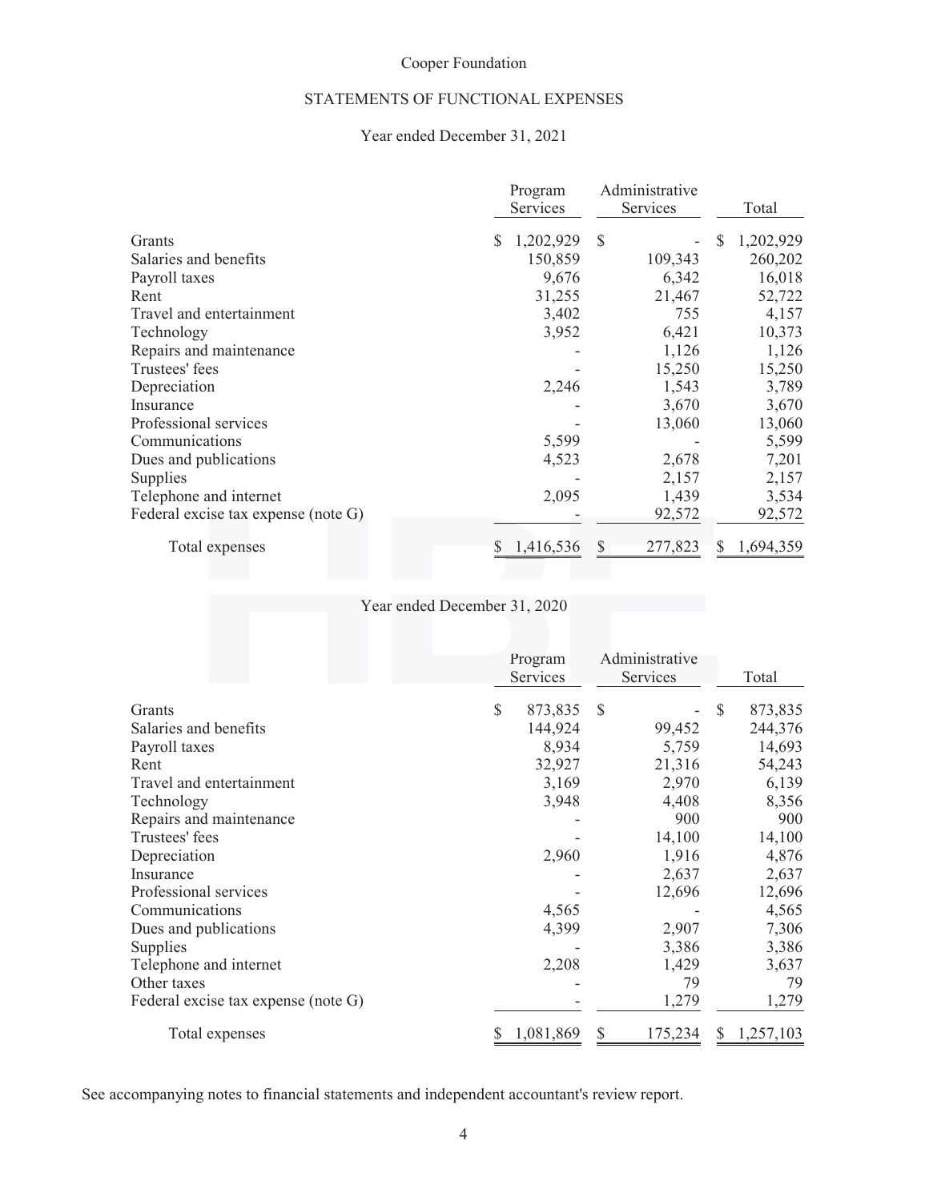Cooper Foundation

# STATEMENTS OF FUNCTIONAL EXPENSES

## Year ended December 31, 2021

| | Program Services | Administrative Services | Total |
|---|---|---|---|
| Grants | $ 1,202,929 | $ - | $ 1,202,929 |
| Salaries and benefits | 150,859 | 109,343 | 260,202 |
| Payroll taxes | 9,676 | 6,342 | 16,018 |
| Rent | 31,255 | 21,467 | 52,722 |
| Travel and entertainment | 3,402 | 755 | 4,157 |
| Technology | 3,952 | 6,421 | 10,373 |
| Repairs and maintenance | - | 1,126 | 1,126 |
| Trustees' fees | - | 15,250 | 15,250 |
| Depreciation | 2,246 | 1,543 | 3,789 |
| Insurance | - | 3,670 | 3,670 |
| Professional services | - | 13,060 | 13,060 |
| Communications | 5,599 | - | 5,599 |
| Dues and publications | 4,523 | 2,678 | 7,201 |
| Supplies | - | 2,157 | 2,157 |
| Telephone and internet | 2,095 | 1,439 | 3,534 |
| Federal excise tax expense (note G) | - | 92,572 | 92,572 |
| Total expenses | $ 1,416,536 | $ 277,823 | $ 1,694,359 |

## Year ended December 31, 2020

| | Program Services | Administrative Services | Total |
|---|---|---|---|
| Grants | $ 873,835 | $ - | $ 873,835 |
| Salaries and benefits | 144,924 | 99,452 | 244,376 |
| Payroll taxes | 8,934 | 5,759 | 14,693 |
| Rent | 32,927 | 21,316 | 54,243 |
| Travel and entertainment | 3,169 | 2,970 | 6,139 |
| Technology | 3,948 | 4,408 | 8,356 |
| Repairs and maintenance | - | 900 | 900 |
| Trustees' fees | - | 14,100 | 14,100 |
| Depreciation | 2,960 | 1,916 | 4,876 |
| Insurance | - | 2,637 | 2,637 |
| Professional services | - | 12,696 | 12,696 |
| Communications | 4,565 | - | 4,565 |
| Dues and publications | 4,399 | 2,907 | 7,306 |
| Supplies | - | 3,386 | 3,386 |
| Telephone and internet | 2,208 | 1,429 | 3,637 |
| Other taxes | - | 79 | 79 |
| Federal excise tax expense (note G) | - | 1,279 | 1,279 |
| Total expenses | $ 1,081,869 | $ 175,234 | $ 1,257,103 |

See accompanying notes to financial statements and independent accountant's review report.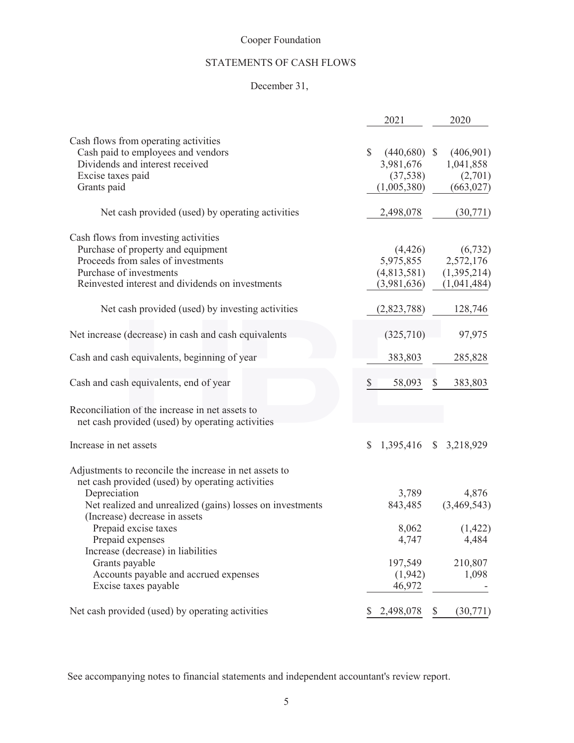Cooper Foundation

# STATEMENTS OF CASH FLOWS

December 31,

| | 2021 | 2020 |
|---|---|---|
| **Cash flows from operating activities** | | |
| Cash paid to employees and vendors | $ (440,680) | $ (406,901) |
| Dividends and interest received | 3,981,676 | 1,041,858 |
| Excise taxes paid | (37,538) | (2,701) |
| Grants paid | (1,005,380) | (663,027) |
| Net cash provided (used) by operating activities | 2,498,078 | (30,771) |
| **Cash flows from investing activities** | | |
| Purchase of property and equipment | (4,426) | (6,732) |
| Proceeds from sales of investments | 5,975,855 | 2,572,176 |
| Purchase of investments | (4,813,581) | (1,395,214) |
| Reinvested interest and dividends on investments | (3,981,636) | (1,041,484) |
| Net cash provided (used) by investing activities | (2,823,788) | 128,746 |
| Net increase (decrease) in cash and cash equivalents | (325,710) | 97,975 |
| Cash and cash equivalents, beginning of year | 383,803 | 285,828 |
| Cash and cash equivalents, end of year | $ 58,093 | $ 383,803 |
| **Reconciliation of the increase in net assets to net cash provided (used) by operating activities** | | |
| Increase in net assets | $ 1,395,416 | $ 3,218,929 |
| Adjustments to reconcile the increase in net assets to net cash provided (used) by operating activities | | |
| Depreciation | 3,789 | 4,876 |
| Net realized and unrealized (gains) losses on investments | 843,485 | (3,469,543) |
| (Increase) decrease in assets | | |
| Prepaid excise taxes | 8,062 | (1,422) |
| Prepaid expenses | 4,747 | 4,484 |
| Increase (decrease) in liabilities | | |
| Grants payable | 197,549 | 210,807 |
| Accounts payable and accrued expenses | (1,942) | 1,098 |
| Excise taxes payable | 46,972 | - |
| Net cash provided (used) by operating activities | $ 2,498,078 | $ (30,771) |

See accompanying notes to financial statements and independent accountant's review report.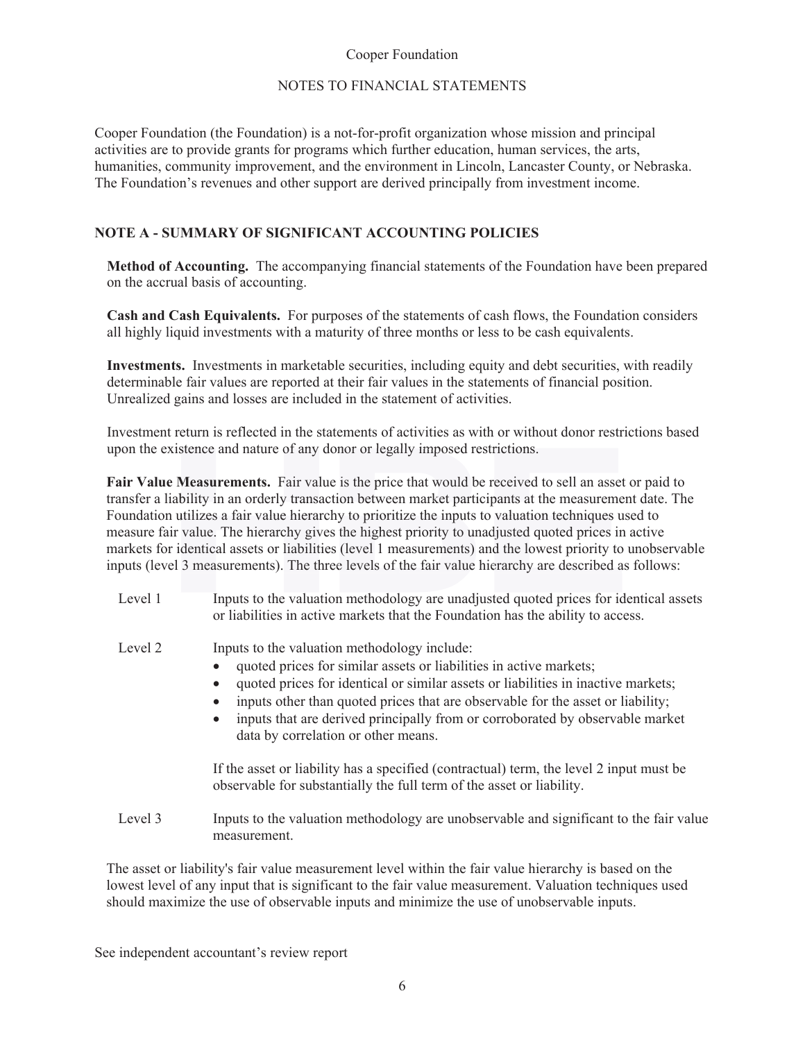Cooper Foundation

NOTES TO FINANCIAL STATEMENTS

Cooper Foundation (the Foundation) is a not-for-profit organization whose mission and principal activities are to provide grants for programs which further education, human services, the arts, humanities, community improvement, and the environment in Lincoln, Lancaster County, or Nebraska. The Foundation's revenues and other support are derived principally from investment income.

## NOTE A - SUMMARY OF SIGNIFICANT ACCOUNTING POLICIES

**Method of Accounting.** The accompanying financial statements of the Foundation have been prepared on the accrual basis of accounting.

**Cash and Cash Equivalents.** For purposes of the statements of cash flows, the Foundation considers all highly liquid investments with a maturity of three months or less to be cash equivalents.

**Investments.** Investments in marketable securities, including equity and debt securities, with readily determinable fair values are reported at their fair values in the statements of financial position. Unrealized gains and losses are included in the statement of activities.

Investment return is reflected in the statements of activities as with or without donor restrictions based upon the existence and nature of any donor or legally imposed restrictions.

**Fair Value Measurements.** Fair value is the price that would be received to sell an asset or paid to transfer a liability in an orderly transaction between market participants at the measurement date. The Foundation utilizes a fair value hierarchy to prioritize the inputs to valuation techniques used to measure fair value. The hierarchy gives the highest priority to unadjusted quoted prices in active markets for identical assets or liabilities (level 1 measurements) and the lowest priority to unobservable inputs (level 3 measurements). The three levels of the fair value hierarchy are described as follows:

Level 1 — Inputs to the valuation methodology are unadjusted quoted prices for identical assets or liabilities in active markets that the Foundation has the ability to access.

Level 2 — Inputs to the valuation methodology include:

- quoted prices for similar assets or liabilities in active markets;
- quoted prices for identical or similar assets or liabilities in inactive markets;
- inputs other than quoted prices that are observable for the asset or liability;
- inputs that are derived principally from or corroborated by observable market data by correlation or other means.

If the asset or liability has a specified (contractual) term, the level 2 input must be observable for substantially the full term of the asset or liability.

Level 3 — Inputs to the valuation methodology are unobservable and significant to the fair value measurement.

The asset or liability's fair value measurement level within the fair value hierarchy is based on the lowest level of any input that is significant to the fair value measurement. Valuation techniques used should maximize the use of observable inputs and minimize the use of unobservable inputs.

See independent accountant's review report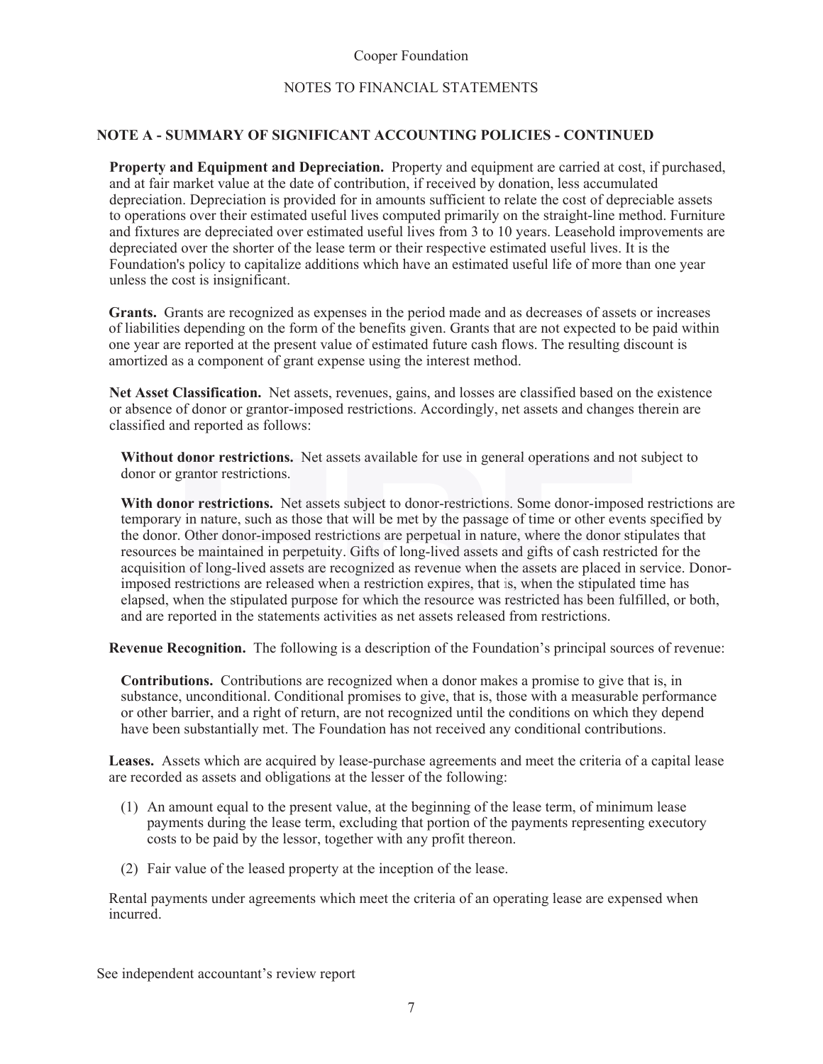Cooper Foundation

NOTES TO FINANCIAL STATEMENTS

## NOTE A - SUMMARY OF SIGNIFICANT ACCOUNTING POLICIES - CONTINUED

**Property and Equipment and Depreciation.** Property and equipment are carried at cost, if purchased, and at fair market value at the date of contribution, if received by donation, less accumulated depreciation. Depreciation is provided for in amounts sufficient to relate the cost of depreciable assets to operations over their estimated useful lives computed primarily on the straight-line method. Furniture and fixtures are depreciated over estimated useful lives from 3 to 10 years. Leasehold improvements are depreciated over the shorter of the lease term or their respective estimated useful lives. It is the Foundation's policy to capitalize additions which have an estimated useful life of more than one year unless the cost is insignificant.

**Grants.** Grants are recognized as expenses in the period made and as decreases of assets or increases of liabilities depending on the form of the benefits given. Grants that are not expected to be paid within one year are reported at the present value of estimated future cash flows. The resulting discount is amortized as a component of grant expense using the interest method.

**Net Asset Classification.** Net assets, revenues, gains, and losses are classified based on the existence or absence of donor or grantor-imposed restrictions. Accordingly, net assets and changes therein are classified and reported as follows:

**Without donor restrictions.** Net assets available for use in general operations and not subject to donor or grantor restrictions.

**With donor restrictions.** Net assets subject to donor-restrictions. Some donor-imposed restrictions are temporary in nature, such as those that will be met by the passage of time or other events specified by the donor. Other donor-imposed restrictions are perpetual in nature, where the donor stipulates that resources be maintained in perpetuity. Gifts of long-lived assets and gifts of cash restricted for the acquisition of long-lived assets are recognized as revenue when the assets are placed in service. Donor-imposed restrictions are released when a restriction expires, that is, when the stipulated time has elapsed, when the stipulated purpose for which the resource was restricted has been fulfilled, or both, and are reported in the statements activities as net assets released from restrictions.

**Revenue Recognition.** The following is a description of the Foundation's principal sources of revenue:

**Contributions.** Contributions are recognized when a donor makes a promise to give that is, in substance, unconditional. Conditional promises to give, that is, those with a measurable performance or other barrier, and a right of return, are not recognized until the conditions on which they depend have been substantially met. The Foundation has not received any conditional contributions.

**Leases.** Assets which are acquired by lease-purchase agreements and meet the criteria of a capital lease are recorded as assets and obligations at the lesser of the following:

(1) An amount equal to the present value, at the beginning of the lease term, of minimum lease payments during the lease term, excluding that portion of the payments representing executory costs to be paid by the lessor, together with any profit thereon.

(2) Fair value of the leased property at the inception of the lease.

Rental payments under agreements which meet the criteria of an operating lease are expensed when incurred.

See independent accountant's review report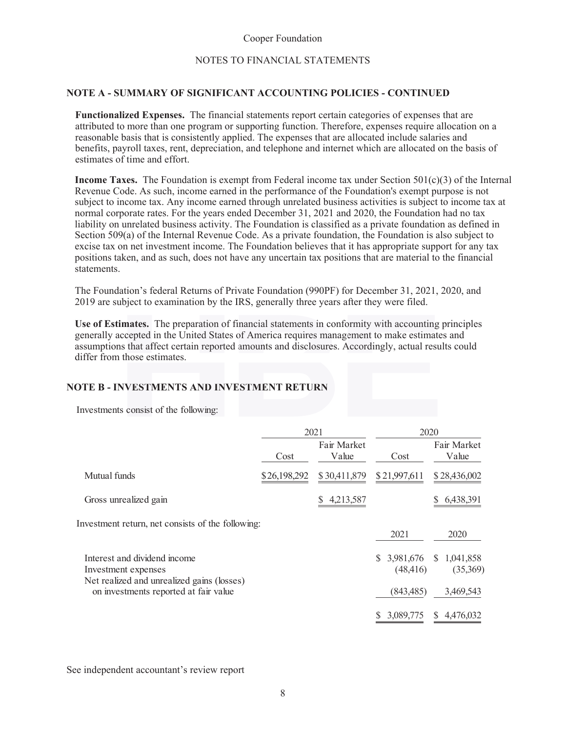## NOTE A - SUMMARY OF SIGNIFICANT ACCOUNTING POLICIES - CONTINUED

**Functionalized Expenses.** The financial statements report certain categories of expenses that are attributed to more than one program or supporting function. Therefore, expenses require allocation on a reasonable basis that is consistently applied. The expenses that are allocated include salaries and benefits, payroll taxes, rent, depreciation, and telephone and internet which are allocated on the basis of estimates of time and effort.

**Income Taxes.** The Foundation is exempt from Federal income tax under Section 501(c)(3) of the Internal Revenue Code. As such, income earned in the performance of the Foundation's exempt purpose is not subject to income tax. Any income earned through unrelated business activities is subject to income tax at normal corporate rates. For the years ended December 31, 2021 and 2020, the Foundation had no tax liability on unrelated business activity. The Foundation is classified as a private foundation as defined in Section 509(a) of the Internal Revenue Code. As a private foundation, the Foundation is also subject to excise tax on net investment income. The Foundation believes that it has appropriate support for any tax positions taken, and as such, does not have any uncertain tax positions that are material to the financial statements.

The Foundation's federal Returns of Private Foundation (990PF) for December 31, 2021, 2020, and 2019 are subject to examination by the IRS, generally three years after they were filed.

**Use of Estimates.** The preparation of financial statements in conformity with accounting principles generally accepted in the United States of America requires management to make estimates and assumptions that affect certain reported amounts and disclosures. Accordingly, actual results could differ from those estimates.

## NOTE B - INVESTMENTS AND INVESTMENT RETURN

Investments consist of the following:

| | 2021 | | 2020 | |
|---|---|---|---|---|
| | Cost | Fair Market Value | Cost | Fair Market Value |
| Mutual funds | $26,198,292 | $30,411,879 | $21,997,611 | $28,436,002 |
| Gross unrealized gain | | $ 4,213,587 | | $ 6,438,391 |

Investment return, net consists of the following:

| | 2021 | 2020 |
|---|---|---|
| Interest and dividend income | $ 3,981,676 | $ 1,041,858 |
| Investment expenses | (48,416) | (35,369) |
| Net realized and unrealized gains (losses) on investments reported at fair value | (843,485) | 3,469,543 |
| | $ 3,089,775 | $ 4,476,032 |

See independent accountant's review report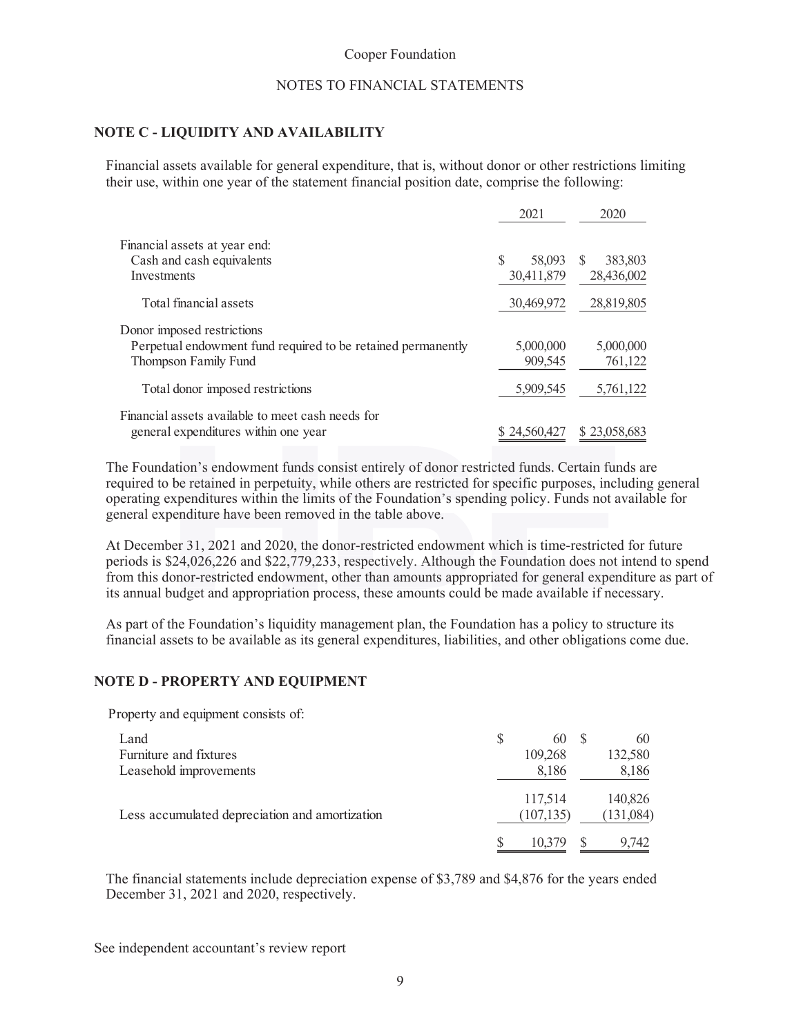Cooper Foundation

NOTES TO FINANCIAL STATEMENTS

## NOTE C - LIQUIDITY AND AVAILABILITY

Financial assets available for general expenditure, that is, without donor or other restrictions limiting their use, within one year of the statement financial position date, comprise the following:

| | 2021 | 2020 |
|---|---|---|
| Financial assets at year end: | | |
| Cash and cash equivalents | $ 58,093 | $ 383,803 |
| Investments | 30,411,879 | 28,436,002 |
| Total financial assets | 30,469,972 | 28,819,805 |
| Donor imposed restrictions | | |
| Perpetual endowment fund required to be retained permanently | 5,000,000 | 5,000,000 |
| Thompson Family Fund | 909,545 | 761,122 |
| Total donor imposed restrictions | 5,909,545 | 5,761,122 |
| Financial assets available to meet cash needs for general expenditures within one year | $ 24,560,427 | $ 23,058,683 |

The Foundation's endowment funds consist entirely of donor restricted funds. Certain funds are required to be retained in perpetuity, while others are restricted for specific purposes, including general operating expenditures within the limits of the Foundation's spending policy. Funds not available for general expenditure have been removed in the table above.

At December 31, 2021 and 2020, the donor-restricted endowment which is time-restricted for future periods is $24,026,226 and $22,779,233, respectively. Although the Foundation does not intend to spend from this donor-restricted endowment, other than amounts appropriated for general expenditure as part of its annual budget and appropriation process, these amounts could be made available if necessary.

As part of the Foundation's liquidity management plan, the Foundation has a policy to structure its financial assets to be available as its general expenditures, liabilities, and other obligations come due.

## NOTE D - PROPERTY AND EQUIPMENT

Property and equipment consists of:

| | 2021 | 2020 |
|---|---|---|
| Land | $ 60 | $ 60 |
| Furniture and fixtures | 109,268 | 132,580 |
| Leasehold improvements | 8,186 | 8,186 |
| | 117,514 | 140,826 |
| Less accumulated depreciation and amortization | (107,135) | (131,084) |
| | $ 10,379 | $ 9,742 |

The financial statements include depreciation expense of $3,789 and $4,876 for the years ended December 31, 2021 and 2020, respectively.

See independent accountant's review report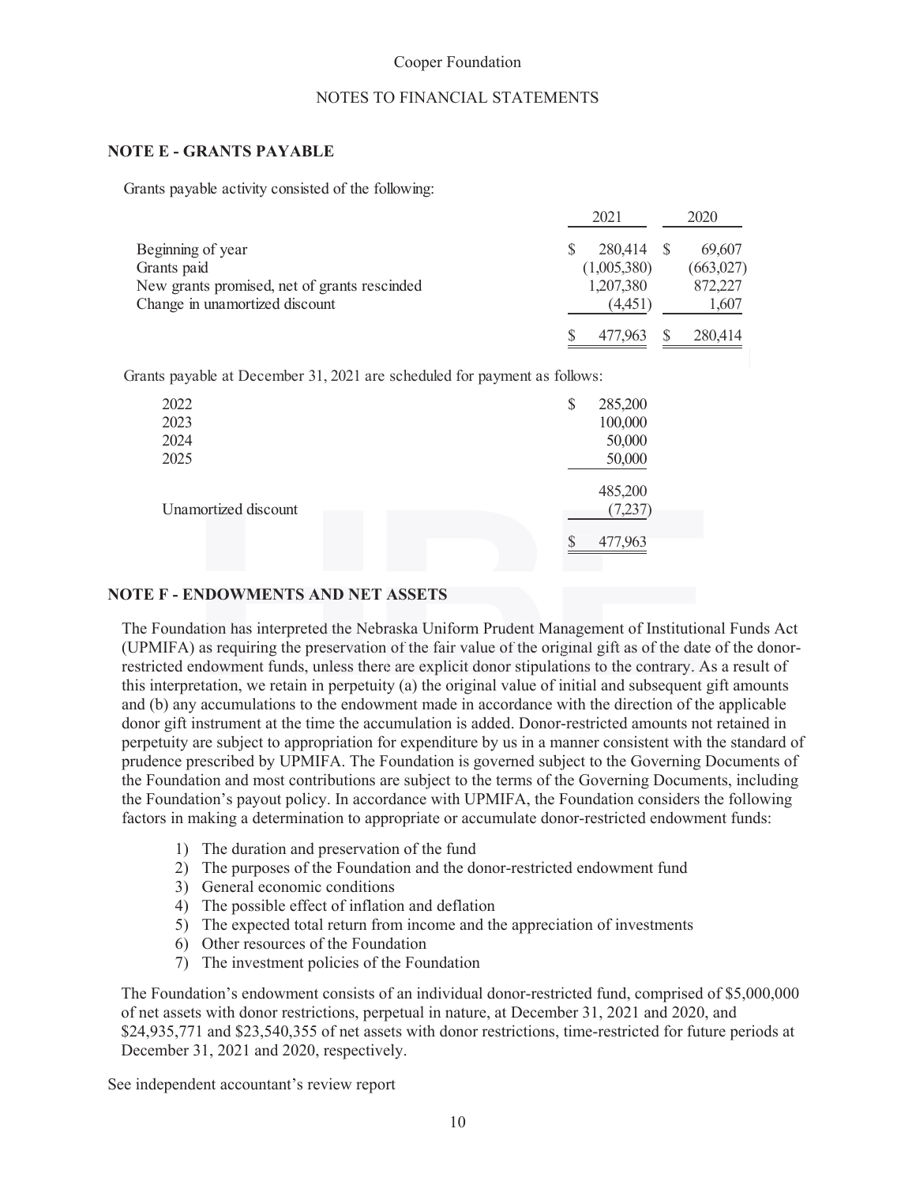Cooper Foundation

NOTES TO FINANCIAL STATEMENTS

## NOTE E - GRANTS PAYABLE

Grants payable activity consisted of the following:

| | 2021 | 2020 |
|---|---|---|
| Beginning of year | $ 280,414 | $ 69,607 |
| Grants paid | (1,005,380) | (663,027) |
| New grants promised, net of grants rescinded | 1,207,380 | 872,227 |
| Change in unamortized discount | (4,451) | 1,607 |
| | $ 477,963 | $ 280,414 |

Grants payable at December 31, 2021 are scheduled for payment as follows:

| | |
|---|---|
| 2022 | $ 285,200 |
| 2023 | 100,000 |
| 2024 | 50,000 |
| 2025 | 50,000 |
| | 485,200 |
| Unamortized discount | (7,237) |
| | $ 477,963 |

## NOTE F - ENDOWMENTS AND NET ASSETS

The Foundation has interpreted the Nebraska Uniform Prudent Management of Institutional Funds Act (UPMIFA) as requiring the preservation of the fair value of the original gift as of the date of the donor-restricted endowment funds, unless there are explicit donor stipulations to the contrary. As a result of this interpretation, we retain in perpetuity (a) the original value of initial and subsequent gift amounts and (b) any accumulations to the endowment made in accordance with the direction of the applicable donor gift instrument at the time the accumulation is added. Donor-restricted amounts not retained in perpetuity are subject to appropriation for expenditure by us in a manner consistent with the standard of prudence prescribed by UPMIFA. The Foundation is governed subject to the Governing Documents of the Foundation and most contributions are subject to the terms of the Governing Documents, including the Foundation's payout policy. In accordance with UPMIFA, the Foundation considers the following factors in making a determination to appropriate or accumulate donor-restricted endowment funds:

1) The duration and preservation of the fund
2) The purposes of the Foundation and the donor-restricted endowment fund
3) General economic conditions
4) The possible effect of inflation and deflation
5) The expected total return from income and the appreciation of investments
6) Other resources of the Foundation
7) The investment policies of the Foundation

The Foundation's endowment consists of an individual donor-restricted fund, comprised of $5,000,000 of net assets with donor restrictions, perpetual in nature, at December 31, 2021 and 2020, and $24,935,771 and $23,540,355 of net assets with donor restrictions, time-restricted for future periods at December 31, 2021 and 2020, respectively.

See independent accountant's review report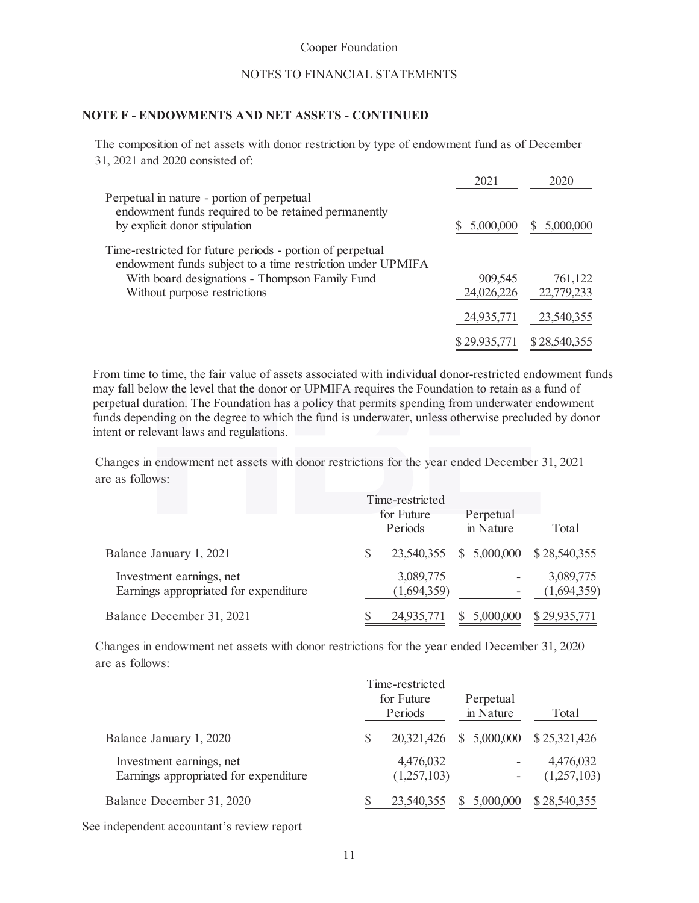Cooper Foundation

NOTES TO FINANCIAL STATEMENTS

### NOTE F - ENDOWMENTS AND NET ASSETS - CONTINUED

The composition of net assets with donor restriction by type of endowment fund as of December 31, 2021 and 2020 consisted of:

| | 2021 | 2020 |
|---|---|---|
| Perpetual in nature - portion of perpetual endowment funds required to be retained permanently by explicit donor stipulation | $ 5,000,000 | $ 5,000,000 |
| Time-restricted for future periods - portion of perpetual endowment funds subject to a time restriction under UPMIFA | | |
| With board designations - Thompson Family Fund | 909,545 | 761,122 |
| Without purpose restrictions | 24,026,226 | 22,779,233 |
| | 24,935,771 | 23,540,355 |
| | $ 29,935,771 | $ 28,540,355 |

From time to time, the fair value of assets associated with individual donor-restricted endowment funds may fall below the level that the donor or UPMIFA requires the Foundation to retain as a fund of perpetual duration. The Foundation has a policy that permits spending from underwater endowment funds depending on the degree to which the fund is underwater, unless otherwise precluded by donor intent or relevant laws and regulations.

Changes in endowment net assets with donor restrictions for the year ended December 31, 2021 are as follows:

| | Time-restricted for Future Periods | Perpetual in Nature | Total |
|---|---|---|---|
| Balance January 1, 2021 | $ 23,540,355 | $ 5,000,000 | $ 28,540,355 |
| Investment earnings, net | 3,089,775 | - | 3,089,775 |
| Earnings appropriated for expenditure | (1,694,359) | - | (1,694,359) |
| Balance December 31, 2021 | $ 24,935,771 | $ 5,000,000 | $ 29,935,771 |

Changes in endowment net assets with donor restrictions for the year ended December 31, 2020 are as follows:

| | Time-restricted for Future Periods | Perpetual in Nature | Total |
|---|---|---|---|
| Balance January 1, 2020 | $ 20,321,426 | $ 5,000,000 | $ 25,321,426 |
| Investment earnings, net | 4,476,032 | - | 4,476,032 |
| Earnings appropriated for expenditure | (1,257,103) | - | (1,257,103) |
| Balance December 31, 2020 | $ 23,540,355 | $ 5,000,000 | $ 28,540,355 |

See independent accountant's review report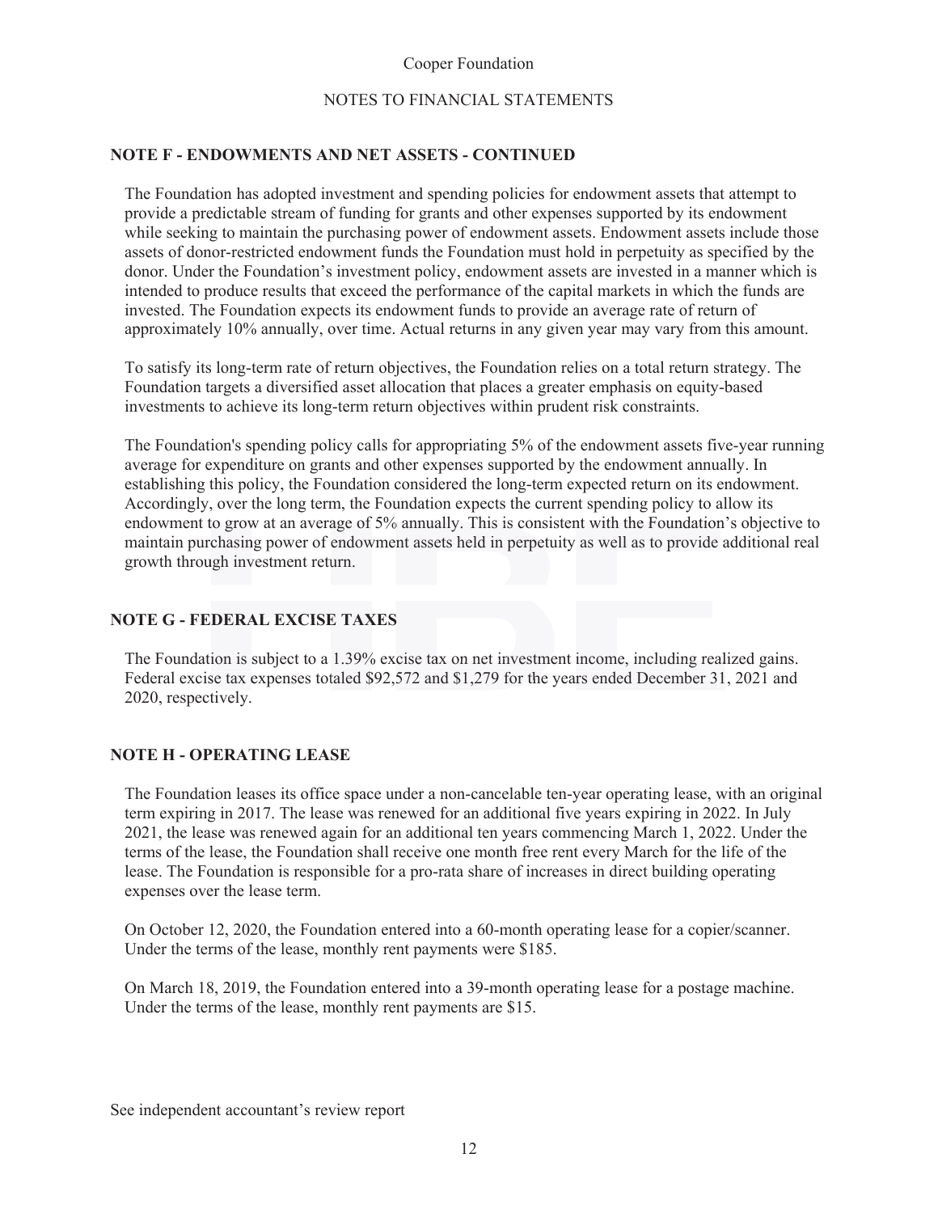## NOTE F - ENDOWMENTS AND NET ASSETS - CONTINUED

The Foundation has adopted investment and spending policies for endowment assets that attempt to provide a predictable stream of funding for grants and other expenses supported by its endowment while seeking to maintain the purchasing power of endowment assets. Endowment assets include those assets of donor-restricted endowment funds the Foundation must hold in perpetuity as specified by the donor. Under the Foundation's investment policy, endowment assets are invested in a manner which is intended to produce results that exceed the performance of the capital markets in which the funds are invested. The Foundation expects its endowment funds to provide an average rate of return of approximately 10% annually, over time. Actual returns in any given year may vary from this amount.

To satisfy its long-term rate of return objectives, the Foundation relies on a total return strategy. The Foundation targets a diversified asset allocation that places a greater emphasis on equity-based investments to achieve its long-term return objectives within prudent risk constraints.

The Foundation's spending policy calls for appropriating 5% of the endowment assets five-year running average for expenditure on grants and other expenses supported by the endowment annually. In establishing this policy, the Foundation considered the long-term expected return on its endowment. Accordingly, over the long term, the Foundation expects the current spending policy to allow its endowment to grow at an average of 5% annually. This is consistent with the Foundation's objective to maintain purchasing power of endowment assets held in perpetuity as well as to provide additional real growth through investment return.

## NOTE G - FEDERAL EXCISE TAXES

The Foundation is subject to a 1.39% excise tax on net investment income, including realized gains. Federal excise tax expenses totaled $92,572 and $1,279 for the years ended December 31, 2021 and 2020, respectively.

## NOTE H - OPERATING LEASE

The Foundation leases its office space under a non-cancelable ten-year operating lease, with an original term expiring in 2017. The lease was renewed for an additional five years expiring in 2022. In July 2021, the lease was renewed again for an additional ten years commencing March 1, 2022. Under the terms of the lease, the Foundation shall receive one month free rent every March for the life of the lease. The Foundation is responsible for a pro-rata share of increases in direct building operating expenses over the lease term.

On October 12, 2020, the Foundation entered into a 60-month operating lease for a copier/scanner. Under the terms of the lease, monthly rent payments were $185.

On March 18, 2019, the Foundation entered into a 39-month operating lease for a postage machine. Under the terms of the lease, monthly rent payments are $15.

See independent accountant's review report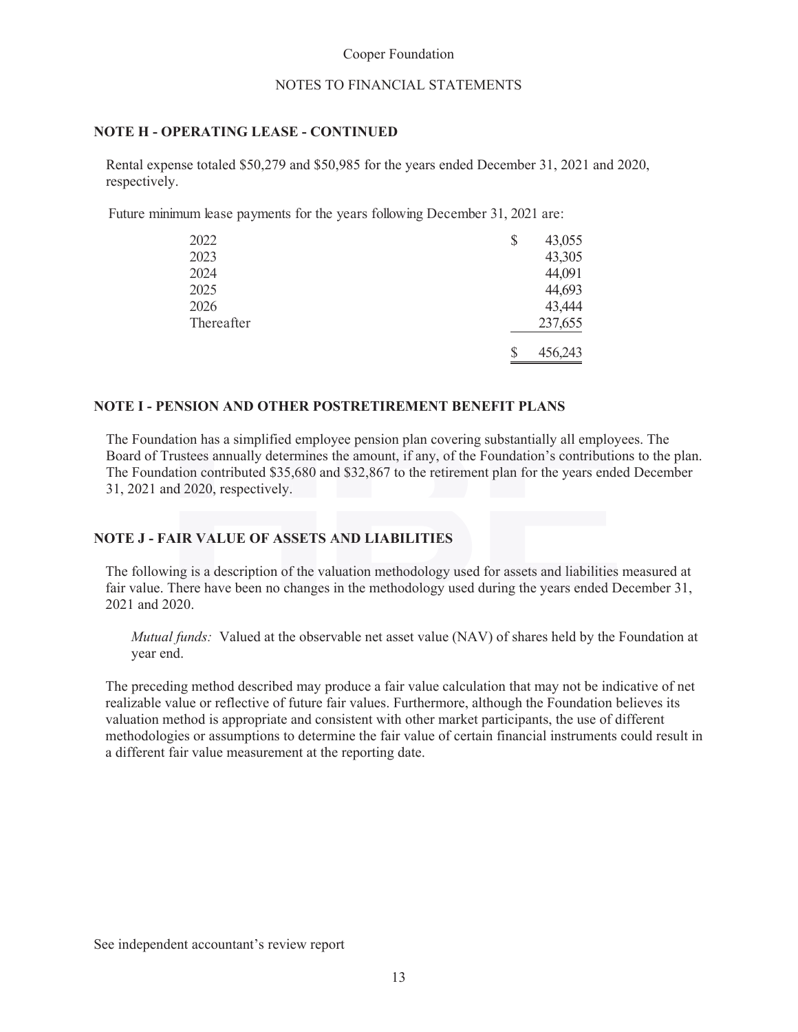## NOTE H - OPERATING LEASE - CONTINUED

Rental expense totaled $50,279 and $50,985 for the years ended December 31, 2021 and 2020, respectively.

Future minimum lease payments for the years following December 31, 2021 are:

| | |
|---|---|
| 2022 | $ 43,055 |
| 2023 | 43,305 |
| 2024 | 44,091 |
| 2025 | 44,693 |
| 2026 | 43,444 |
| Thereafter | 237,655 |
| | $ 456,243 |

## NOTE I - PENSION AND OTHER POSTRETIREMENT BENEFIT PLANS

The Foundation has a simplified employee pension plan covering substantially all employees. The Board of Trustees annually determines the amount, if any, of the Foundation's contributions to the plan. The Foundation contributed $35,680 and $32,867 to the retirement plan for the years ended December 31, 2021 and 2020, respectively.

## NOTE J - FAIR VALUE OF ASSETS AND LIABILITIES

The following is a description of the valuation methodology used for assets and liabilities measured at fair value. There have been no changes in the methodology used during the years ended December 31, 2021 and 2020.

*Mutual funds:* Valued at the observable net asset value (NAV) of shares held by the Foundation at year end.

The preceding method described may produce a fair value calculation that may not be indicative of net realizable value or reflective of future fair values. Furthermore, although the Foundation believes its valuation method is appropriate and consistent with other market participants, the use of different methodologies or assumptions to determine the fair value of certain financial instruments could result in a different fair value measurement at the reporting date.

See independent accountant's review report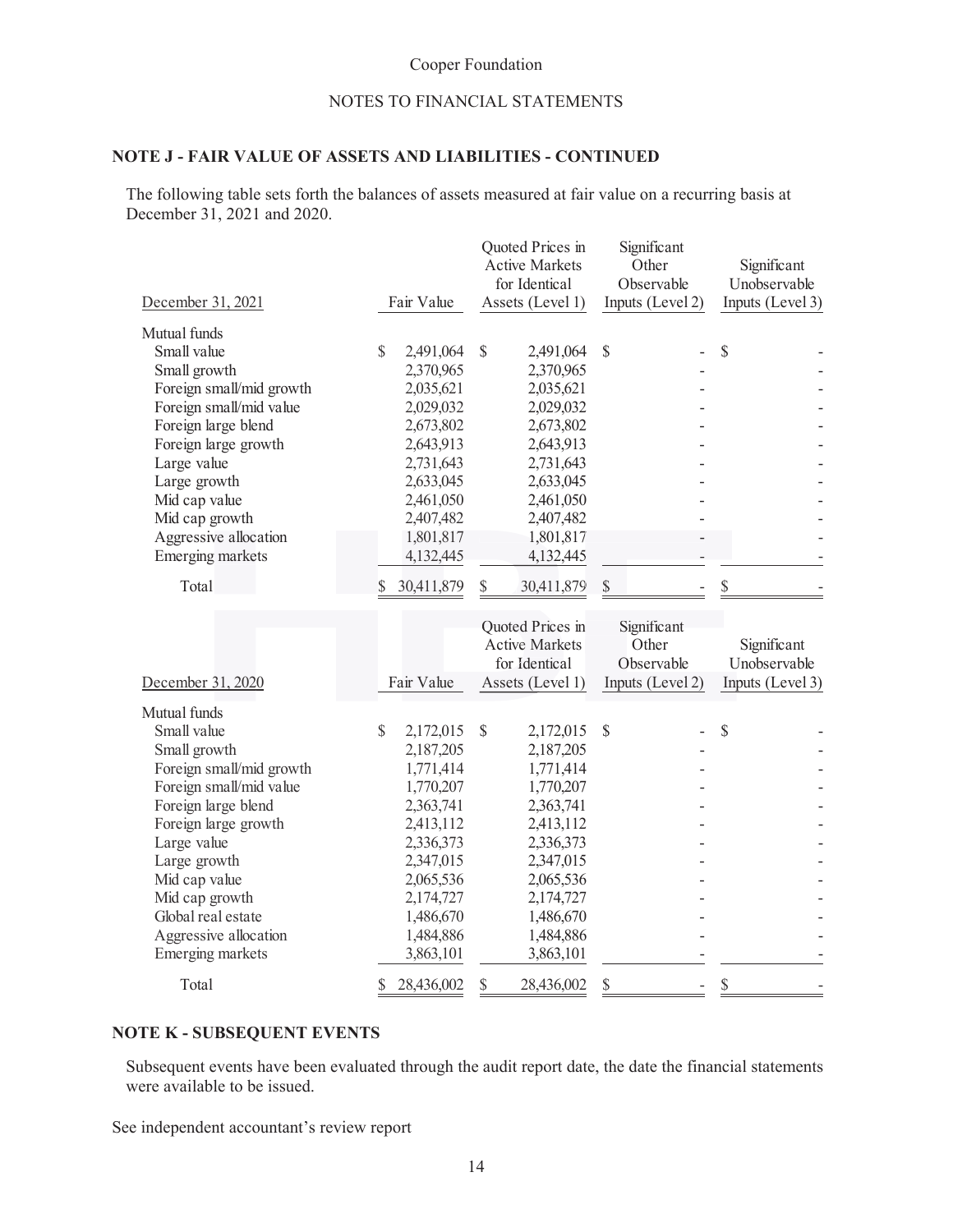Cooper Foundation

NOTES TO FINANCIAL STATEMENTS

**NOTE J - FAIR VALUE OF ASSETS AND LIABILITIES - CONTINUED**

The following table sets forth the balances of assets measured at fair value on a recurring basis at December 31, 2021 and 2020.

| December 31, 2021 | Fair Value | Quoted Prices in Active Markets for Identical Assets (Level 1) | Significant Other Observable Inputs (Level 2) | Significant Unobservable Inputs (Level 3) |
|---|---|---|---|---|
| Mutual funds | | | | |
| Small value | $ 2,491,064 | $ 2,491,064 | $ - | $ - |
| Small growth | 2,370,965 | 2,370,965 | - | - |
| Foreign small/mid growth | 2,035,621 | 2,035,621 | - | - |
| Foreign small/mid value | 2,029,032 | 2,029,032 | - | - |
| Foreign large blend | 2,673,802 | 2,673,802 | - | - |
| Foreign large growth | 2,643,913 | 2,643,913 | - | - |
| Large value | 2,731,643 | 2,731,643 | - | - |
| Large growth | 2,633,045 | 2,633,045 | - | - |
| Mid cap value | 2,461,050 | 2,461,050 | - | - |
| Mid cap growth | 2,407,482 | 2,407,482 | - | - |
| Aggressive allocation | 1,801,817 | 1,801,817 | - | - |
| Emerging markets | 4,132,445 | 4,132,445 | - | - |
| Total | $ 30,411,879 | $ 30,411,879 | $ - | $ - |

| December 31, 2020 | Fair Value | Quoted Prices in Active Markets for Identical Assets (Level 1) | Significant Other Observable Inputs (Level 2) | Significant Unobservable Inputs (Level 3) |
|---|---|---|---|---|
| Mutual funds | | | | |
| Small value | $ 2,172,015 | $ 2,172,015 | $ - | $ - |
| Small growth | 2,187,205 | 2,187,205 | - | - |
| Foreign small/mid growth | 1,771,414 | 1,771,414 | - | - |
| Foreign small/mid value | 1,770,207 | 1,770,207 | - | - |
| Foreign large blend | 2,363,741 | 2,363,741 | - | - |
| Foreign large growth | 2,413,112 | 2,413,112 | - | - |
| Large value | 2,336,373 | 2,336,373 | - | - |
| Large growth | 2,347,015 | 2,347,015 | - | - |
| Mid cap value | 2,065,536 | 2,065,536 | - | - |
| Mid cap growth | 2,174,727 | 2,174,727 | - | - |
| Global real estate | 1,486,670 | 1,486,670 | - | - |
| Aggressive allocation | 1,484,886 | 1,484,886 | - | - |
| Emerging markets | 3,863,101 | 3,863,101 | - | - |
| Total | $ 28,436,002 | $ 28,436,002 | $ - | $ - |

**NOTE K - SUBSEQUENT EVENTS**

Subsequent events have been evaluated through the audit report date, the date the financial statements were available to be issued.

See independent accountant's review report